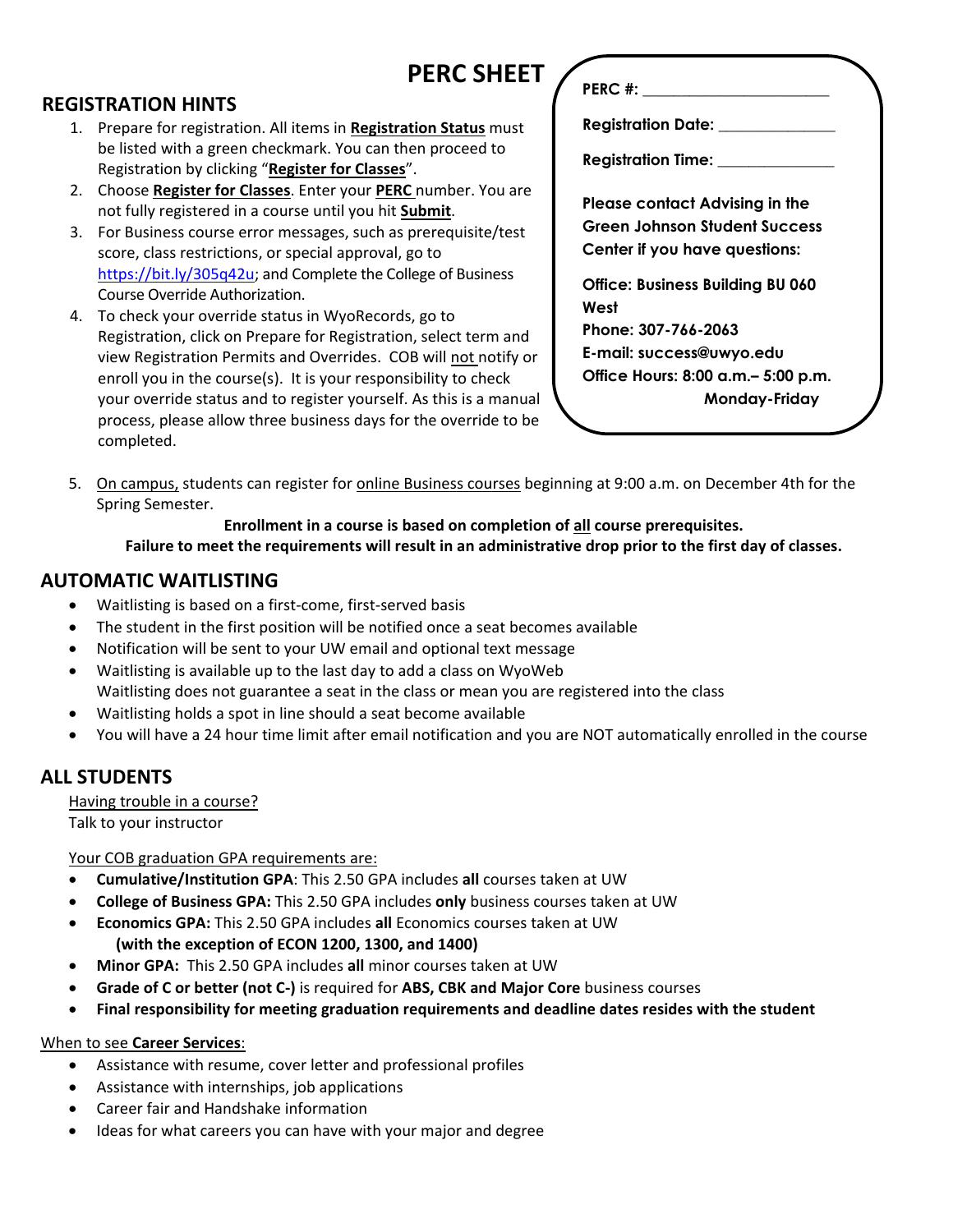# PERC SHEET

## REGISTRATION HINTS

1. Prepare for registration. All items in **Registration Status** must be listed with a green checkmark. You can then proceed to Registration by clicking "**Register for Classes**".
2. Choose **Register for Classes**. Enter your **PERC** number. You are not fully registered in a course until you hit **Submit**.
3. For Business course error messages, such as prerequisite/test score, class restrictions, or special approval, go to https://bit.ly/305q42u; and Complete the College of Business Course Override Authorization.
4. To check your override status in WyoRecords, go to Registration, click on Prepare for Registration, select term and view Registration Permits and Overrides. COB will not notify or enroll you in the course(s). It is your responsibility to check your override status and to register yourself. As this is a manual process, please allow three business days for the override to be completed.

**PERC #:** ______________________

**Registration Date:** ______________

**Registration Time:** ______________

**Please contact Advising in the Green Johnson Student Success Center if you have questions:**

**Office: Business Building BU 060 West**
**Phone: 307-766-2063**
**E-mail: success@uwyo.edu**
**Office Hours: 8:00 a.m.– 5:00 p.m. Monday-Friday**

5. On campus, students can register for online Business courses beginning at 9:00 a.m. on December 4th for the Spring Semester.

**Enrollment in a course is based on completion of all course prerequisites.**
**Failure to meet the requirements will result in an administrative drop prior to the first day of classes.**

## AUTOMATIC WAITLISTING

- Waitlisting is based on a first-come, first-served basis
- The student in the first position will be notified once a seat becomes available
- Notification will be sent to your UW email and optional text message
- Waitlisting is available up to the last day to add a class on WyoWeb
  Waitlisting does not guarantee a seat in the class or mean you are registered into the class
- Waitlisting holds a spot in line should a seat become available
- You will have a 24 hour time limit after email notification and you are NOT automatically enrolled in the course

## ALL STUDENTS

Having trouble in a course?
Talk to your instructor

Your COB graduation GPA requirements are:

- **Cumulative/Institution GPA**: This 2.50 GPA includes **all** courses taken at UW
- **College of Business GPA:** This 2.50 GPA includes **only** business courses taken at UW
- **Economics GPA:** This 2.50 GPA includes **all** Economics courses taken at UW
  **(with the exception of ECON 1200, 1300, and 1400)**
- **Minor GPA:** This 2.50 GPA includes **all** minor courses taken at UW
- **Grade of C or better (not C-)** is required for **ABS, CBK and Major Core** business courses
- **Final responsibility for meeting graduation requirements and deadline dates resides with the student**

When to see **Career Services**:

- Assistance with resume, cover letter and professional profiles
- Assistance with internships, job applications
- Career fair and Handshake information
- Ideas for what careers you can have with your major and degree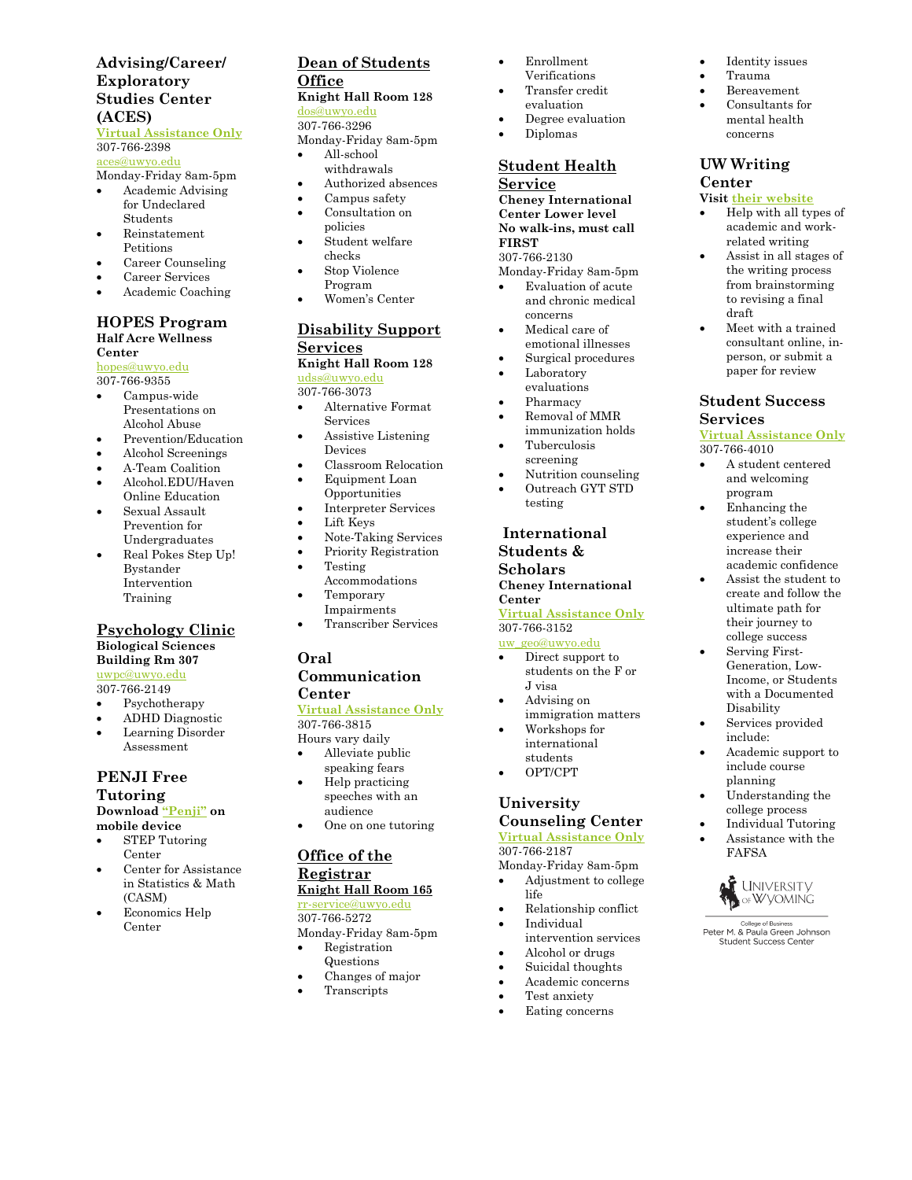## Advising/Career/ Exploratory Studies Center (ACES)

Virtual Assistance Only
307-766-2398
aces@uwyo.edu
Monday-Friday 8am-5pm

- Academic Advising for Undeclared Students
- Reinstatement Petitions
- Career Counseling
- Career Services
- Academic Coaching

## HOPES Program

**Half Acre Wellness Center**
hopes@uwyo.edu
307-766-9355

- Campus-wide Presentations on Alcohol Abuse
- Prevention/Education
- Alcohol Screenings
- A-Team Coalition
- Alcohol.EDU/Haven Online Education
- Sexual Assault Prevention for Undergraduates
- Real Pokes Step Up! Bystander Intervention Training

## Psychology Clinic

**Biological Sciences Building Rm 307**
uwpc@uwyo.edu
307-766-2149

- Psychotherapy
- ADHD Diagnostic
- Learning Disorder Assessment

## PENJI Free Tutoring

**Download "Penji" on mobile device**

- STEP Tutoring Center
- Center for Assistance in Statistics & Math (CASM)
- Economics Help Center

## Dean of Students Office

**Knight Hall Room 128**
dos@uwyo.edu
307-766-3296
Monday-Friday 8am-5pm

- All-school withdrawals
- Authorized absences
- Campus safety
- Consultation on policies
- Student welfare checks
- Stop Violence Program
- Women's Center

## Disability Support Services

**Knight Hall Room 128**
udss@uwyo.edu
307-766-3073

- Alternative Format Services
- Assistive Listening Devices
- Classroom Relocation
- Equipment Loan Opportunities
- Interpreter Services
- Lift Keys
- Note-Taking Services
- Priority Registration
- Testing Accommodations
- Temporary Impairments
- Transcriber Services

## Oral Communication Center

Virtual Assistance Only
307-766-3815
Hours vary daily

- Alleviate public speaking fears
- Help practicing speeches with an audience
- One on one tutoring

## Office of the Registrar

**Knight Hall Room 165**
rr-service@uwyo.edu
307-766-5272
Monday-Friday 8am-5pm

- Registration Questions
- Changes of major
- Transcripts
- Enrollment Verifications
- Transfer credit evaluation
- Degree evaluation
- Diplomas

## Student Health Service

**Cheney International Center Lower level**
**No walk-ins, must call FIRST**
307-766-2130
Monday-Friday 8am-5pm

- Evaluation of acute and chronic medical concerns
- Medical care of emotional illnesses
- Surgical procedures
- Laboratory evaluations
- Pharmacy
- Removal of MMR immunization holds
- Tuberculosis screening
- Nutrition counseling
- Outreach GYT STD testing

## International Students & Scholars

**Cheney International Center**
Virtual Assistance Only
307-766-3152
uw_geo@uwyo.edu

- Direct support to students on the F or J visa
- Advising on immigration matters
- Workshops for international students
- OPT/CPT

## University Counseling Center

Virtual Assistance Only
307-766-2187
Monday-Friday 8am-5pm

- Adjustment to college life
- Relationship conflict
- Individual intervention services
- Alcohol or drugs
- Suicidal thoughts
- Academic concerns
- Test anxiety
- Eating concerns
- Identity issues
- Trauma
- Bereavement
- Consultants for mental health concerns

## UW Writing Center

**Visit their website**

- Help with all types of academic and work-related writing
- Assist in all stages of the writing process from brainstorming to revising a final draft
- Meet with a trained consultant online, in-person, or submit a paper for review

## Student Success Services

Virtual Assistance Only
307-766-4010

- A student centered and welcoming program
- Enhancing the student's college experience and increase their academic confidence
- Assist the student to create and follow the ultimate path for their journey to college success
- Serving First-Generation, Low-Income, or Students with a Documented Disability
- Services provided include:
- Academic support to include course planning
- Understanding the college process
- Individual Tutoring
- Assistance with the FAFSA

University of Wyoming
College of Business
Peter M. & Paula Green Johnson Student Success Center